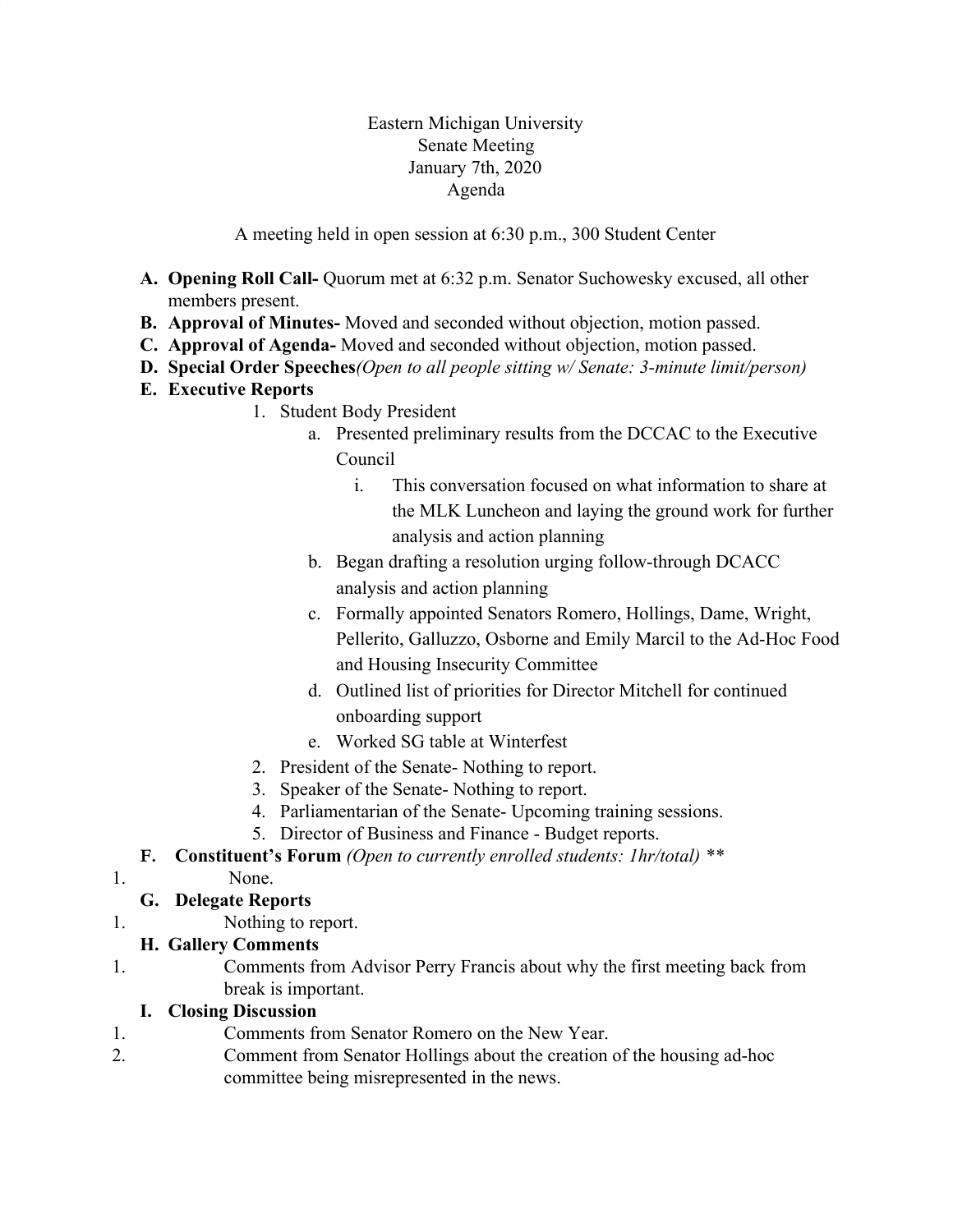Eastern Michigan University
Senate Meeting
January 7th, 2020
Agenda

A meeting held in open session at 6:30 p.m., 300 Student Center

**A. Opening Roll Call-** Quorum met at 6:32 p.m. Senator Suchowesky excused, all other members present.

**B. Approval of Minutes-** Moved and seconded without objection, motion passed.

**C. Approval of Agenda-** Moved and seconded without objection, motion passed.

**D. Special Order Speeches** *(Open to all people sitting w/ Senate: 3-minute limit/person)*

**E. Executive Reports**

1. Student Body President
    a. Presented preliminary results from the DCCAC to the Executive Council
        i. This conversation focused on what information to share at the MLK Luncheon and laying the ground work for further analysis and action planning
    b. Began drafting a resolution urging follow-through DCACC analysis and action planning
    c. Formally appointed Senators Romero, Hollings, Dame, Wright, Pellerito, Galluzzo, Osborne and Emily Marcil to the Ad-Hoc Food and Housing Insecurity Committee
    d. Outlined list of priorities for Director Mitchell for continued onboarding support
    e. Worked SG table at Winterfest
2. President of the Senate- Nothing to report.
3. Speaker of the Senate- Nothing to report.
4. Parliamentarian of the Senate- Upcoming training sessions.
5. Director of Business and Finance - Budget reports.

**F. Constituent's Forum** *(Open to currently enrolled students: 1hr/total)* **

1. None.

**G. Delegate Reports**

1. Nothing to report.

**H. Gallery Comments**

1. Comments from Advisor Perry Francis about why the first meeting back from break is important.

**I. Closing Discussion**

1. Comments from Senator Romero on the New Year.
2. Comment from Senator Hollings about the creation of the housing ad-hoc committee being misrepresented in the news.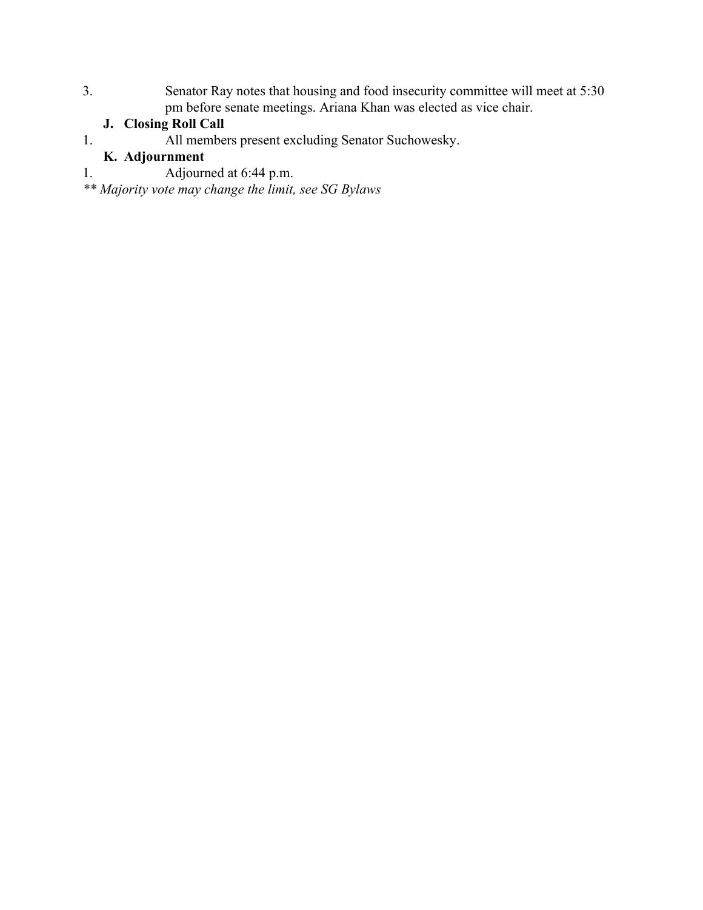3. Senator Ray notes that housing and food insecurity committee will meet at 5:30 pm before senate meetings. Ariana Khan was elected as vice chair.

**J. Closing Roll Call**

1. All members present excluding Senator Suchowesky.

**K. Adjournment**

1. Adjourned at 6:44 p.m.

*** Majority vote may change the limit, see SG Bylaws*